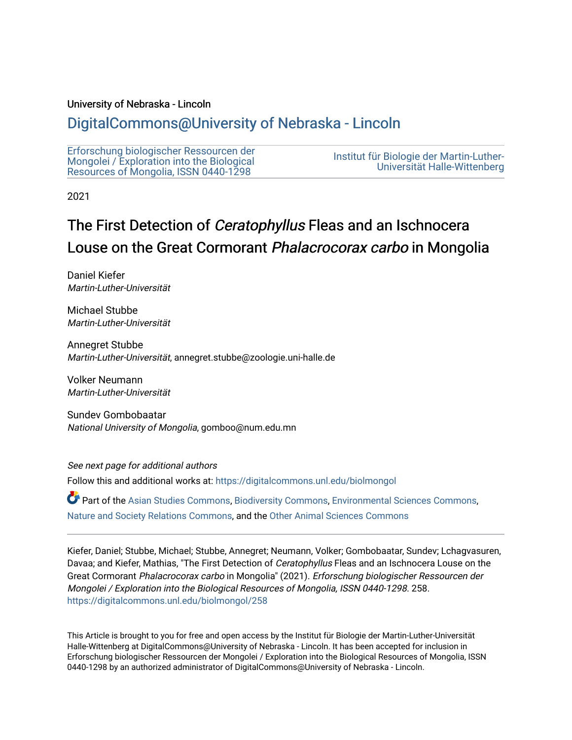University of Nebraska - Lincoln

## DigitalCommons@University of Nebraska - Lincoln

Erforschung biologischer Ressourcen der Mongolei / Exploration into the Biological Resources of Mongolia, ISSN 0440-1298

Institut für Biologie der Martin-Luther-Universität Halle-Wittenberg

2021

# The First Detection of *Ceratophyllus* Fleas and an Ischnocera Louse on the Great Cormorant *Phalacrocorax carbo* in Mongolia

Daniel Kiefer
*Martin-Luther-Universität*

Michael Stubbe
*Martin-Luther-Universität*

Annegret Stubbe
*Martin-Luther-Universität*, annegret.stubbe@zoologie.uni-halle.de

Volker Neumann
*Martin-Luther-Universität*

Sundev Gombobaatar
*National University of Mongolia*, gomboo@num.edu.mn

*See next page for additional authors*

Follow this and additional works at: https://digitalcommons.unl.edu/biolmongol

Part of the Asian Studies Commons, Biodiversity Commons, Environmental Sciences Commons, Nature and Society Relations Commons, and the Other Animal Sciences Commons

Kiefer, Daniel; Stubbe, Michael; Stubbe, Annegret; Neumann, Volker; Gombobaatar, Sundev; Lchagvasuren, Davaa; and Kiefer, Mathias, "The First Detection of *Ceratophyllus* Fleas and an Ischnocera Louse on the Great Cormorant *Phalacrocorax carbo* in Mongolia" (2021). *Erforschung biologischer Ressourcen der Mongolei / Exploration into the Biological Resources of Mongolia, ISSN 0440-1298*. 258.
https://digitalcommons.unl.edu/biolmongol/258

This Article is brought to you for free and open access by the Institut für Biologie der Martin-Luther-Universität Halle-Wittenberg at DigitalCommons@University of Nebraska - Lincoln. It has been accepted for inclusion in Erforschung biologischer Ressourcen der Mongolei / Exploration into the Biological Resources of Mongolia, ISSN 0440-1298 by an authorized administrator of DigitalCommons@University of Nebraska - Lincoln.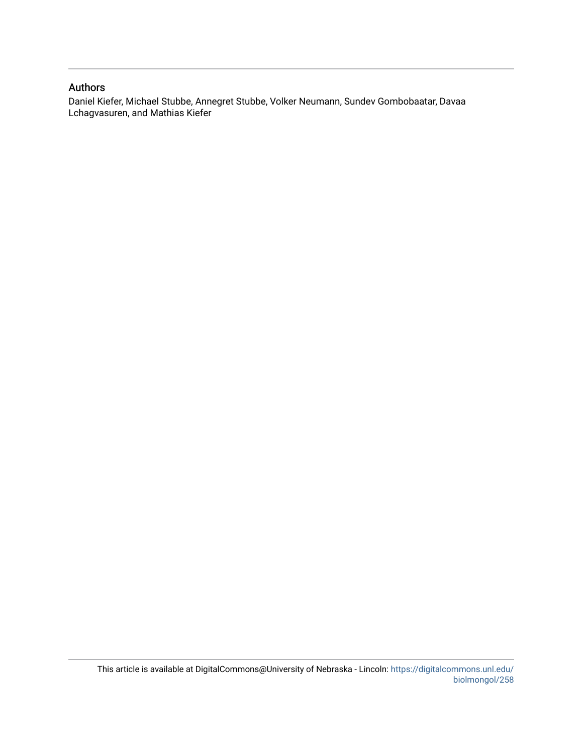## Authors

Daniel Kiefer, Michael Stubbe, Annegret Stubbe, Volker Neumann, Sundev Gombobaatar, Davaa Lchagvasuren, and Mathias Kiefer

This article is available at DigitalCommons@University of Nebraska - Lincoln: https://digitalcommons.unl.edu/biolmongol/258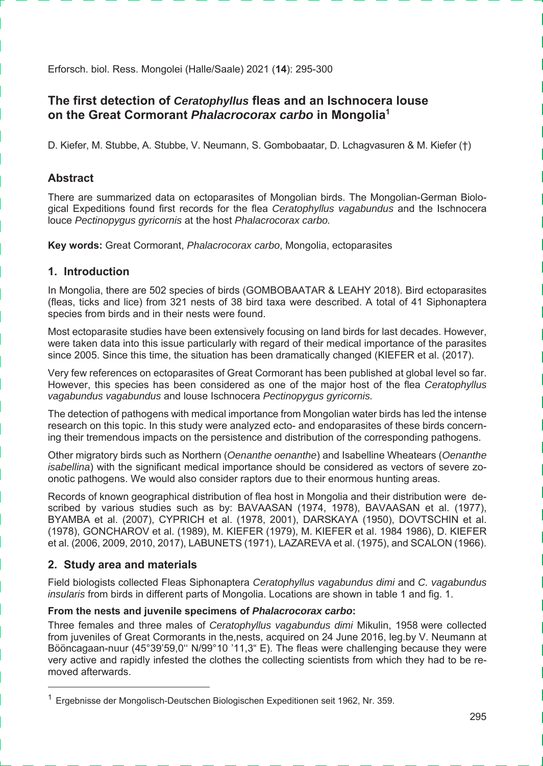# The first detection of *Ceratophyllus* fleas and an Ischnocera louse on the Great Cormorant *Phalacrocorax carbo* in Mongolia[1]

D. Kiefer, M. Stubbe, A. Stubbe, V. Neumann, S. Gombobaatar, D. Lchagvasuren & M. Kiefer (†)

## Abstract

There are summarized data on ectoparasites of Mongolian birds. The Mongolian-German Biological Expeditions found first records for the flea *Ceratophyllus vagabundus* and the Ischnocera louce *Pectinopygus gyricornis* at the host *Phalacrocorax carbo.*

**Key words:** Great Cormorant, *Phalacrocorax carbo*, Mongolia, ectoparasites

## 1. Introduction

In Mongolia, there are 502 species of birds (GOMBOBAATAR & LEAHY 2018). Bird ectoparasites (fleas, ticks and lice) from 321 nests of 38 bird taxa were described. A total of 41 Siphonaptera species from birds and in their nests were found.

Most ectoparasite studies have been extensively focusing on land birds for last decades. However, were taken data into this issue particularly with regard of their medical importance of the parasites since 2005. Since this time, the situation has been dramatically changed (KIEFER et al. (2017).

Very few references on ectoparasites of Great Cormorant has been published at global level so far. However, this species has been considered as one of the major host of the flea *Ceratophyllus vagabundus vagabundus* and louse Ischnocera *Pectinopygus gyricornis.*

The detection of pathogens with medical importance from Mongolian water birds has led the intense research on this topic. In this study were analyzed ecto- and endoparasites of these birds concerning their tremendous impacts on the persistence and distribution of the corresponding pathogens.

Other migratory birds such as Northern (*Oenanthe oenanthe*) and Isabelline Wheatears (*Oenanthe isabellina*) with the significant medical importance should be considered as vectors of severe zoonotic pathogens. We would also consider raptors due to their enormous hunting areas.

Records of known geographical distribution of flea host in Mongolia and their distribution were described by various studies such as by: BAVAASAN (1974, 1978), BAVAASAN et al. (1977), BYAMBA et al. (2007), CYPRICH et al. (1978, 2001), DARSKAYA (1950), DOVTSCHIN et al. (1978), GONCHAROV et al. (1989), M. KIEFER (1979), M. KIEFER et al. 1984 1986), D. KIEFER et al. (2006, 2009, 2010, 2017), LABUNETS (1971), LAZAREVA et al. (1975), and SCALON (1966).

## 2. Study area and materials

Field biologists collected Fleas Siphonaptera *Ceratophyllus vagabundus dimi* and *C. vagabundus insularis* from birds in different parts of Mongolia. Locations are shown in table 1 and fig. 1.

### From the nests and juvenile specimens of *Phalacrocorax carbo*:

Three females and three males of *Ceratophyllus vagabundus dimi* Mikulin, 1958 were collected from juveniles of Great Cormorants in the,nests, acquired on 24 June 2016, leg.by V. Neumann at Bööncagaan-nuur (45°39'59,0'' N/99°10 '11,3" E). The fleas were challenging because they were very active and rapidly infested the clothes the collecting scientists from which they had to be removed afterwards.

[1] Ergebnisse der Mongolisch-Deutschen Biologischen Expeditionen seit 1962, Nr. 359.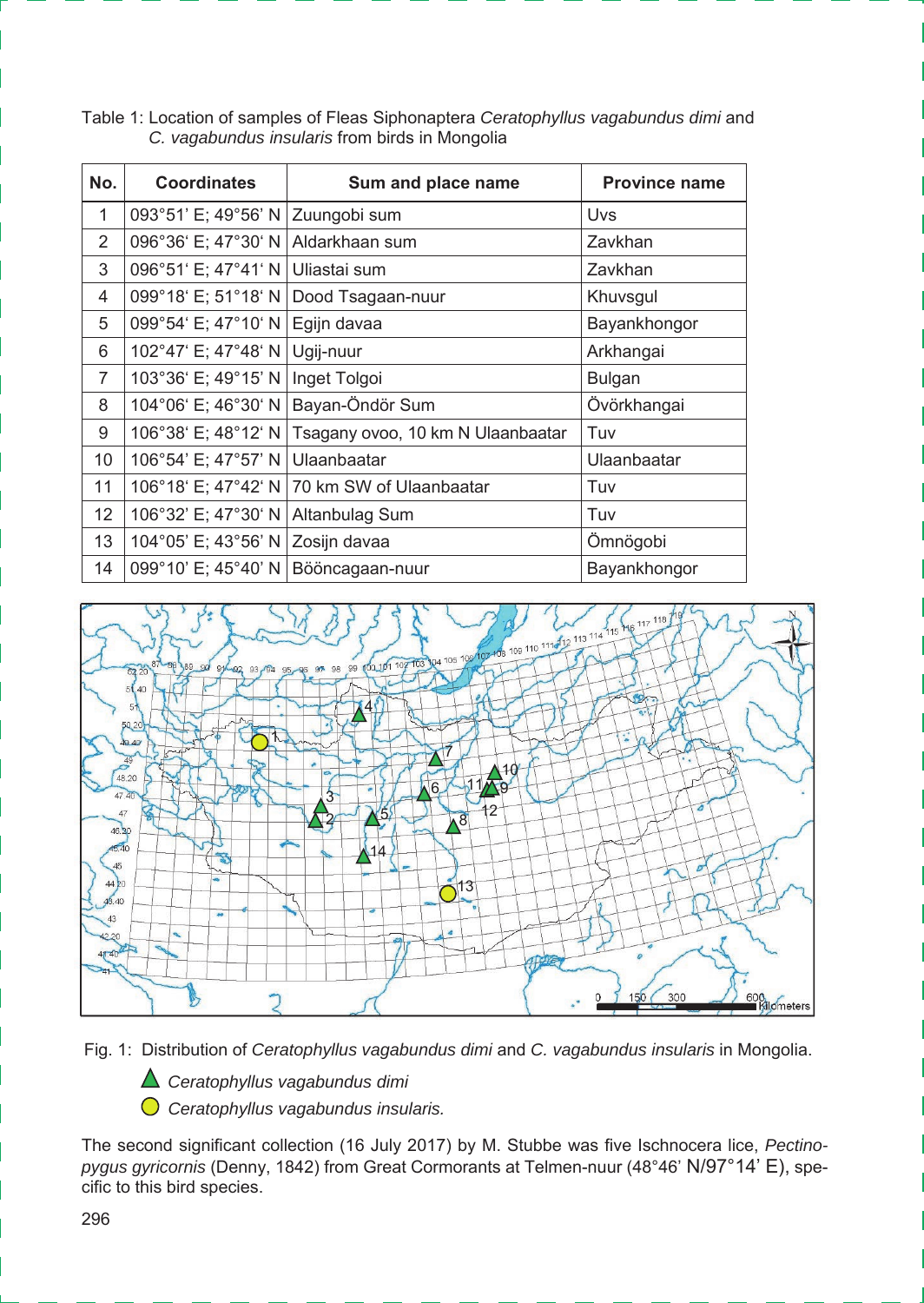Table 1: Location of samples of Fleas Siphonaptera *Ceratophyllus vagabundus dimi* and *C. vagabundus insularis* from birds in Mongolia

| No. | Coordinates | Sum and place name | Province name |
|---|---|---|---|
| 1 | 093°51' E; 49°56' N | Zuungobi sum | Uvs |
| 2 | 096°36' E; 47°30' N | Aldarkhaan sum | Zavkhan |
| 3 | 096°51' E; 47°41' N | Uliastai sum | Zavkhan |
| 4 | 099°18' E; 51°18' N | Dood Tsagaan-nuur | Khuvsgul |
| 5 | 099°54' E; 47°10' N | Egijn davaa | Bayankhongor |
| 6 | 102°47' E; 47°48' N | Ugij-nuur | Arkhangai |
| 7 | 103°36' E; 49°15' N | Inget Tolgoi | Bulgan |
| 8 | 104°06' E; 46°30' N | Bayan-Öndör Sum | Övörkhangai |
| 9 | 106°38' E; 48°12' N | Tsagany ovoo, 10 km N Ulaanbaatar | Tuv |
| 10 | 106°54' E; 47°57' N | Ulaanbaatar | Ulaanbaatar |
| 11 | 106°18' E; 47°42' N | 70 km SW of Ulaanbaatar | Tuv |
| 12 | 106°32' E; 47°30' N | Altanbulag Sum | Tuv |
| 13 | 104°05' E; 43°56' N | Zosijn davaa | Ömnögobi |
| 14 | 099°10' E; 45°40' N | Bööncagaan-nuur | Bayankhongor |

0
150
300
600
Kilometers

Fig. 1: Distribution of *Ceratophyllus vagabundus dimi* and *C. vagabundus insularis* in Mongolia.

▲ *Ceratophyllus vagabundus dimi*

○ *Ceratophyllus vagabundus insularis.*

The second significant collection (16 July 2017) by M. Stubbe was five Ischnocera lice, *Pectinopygus gyricornis* (Denny, 1842) from Great Cormorants at Telmen-nuur (48°46' N/97°14' E), specific to this bird species.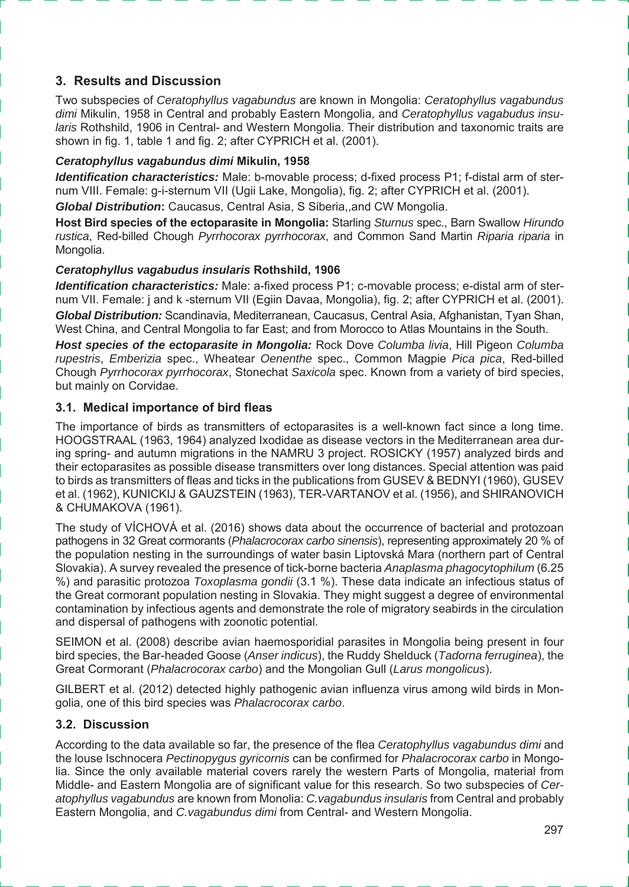## 3. Results and Discussion

Two subspecies of *Ceratophyllus vagabundus* are known in Mongolia: *Ceratophyllus vagabundus dimi* Mikulin, 1958 in Central and probably Eastern Mongolia, and *Ceratophyllus vagabudus insularis* Rothshild, 1906 in Central- and Western Mongolia. Their distribution and taxonomic traits are shown in fig. 1, table 1 and fig. 2; after CYPRICH et al. (2001).

### *Ceratophyllus vagabundus dimi* Mikulin, 1958

***Identification characteristics:*** Male: b-movable process; d-fixed process P1; f-distal arm of sternum VIII. Female: g-i-sternum VII (Ugii Lake, Mongolia), fig. 2; after CYPRICH et al. (2001).

***Global Distribution*:** Caucasus, Central Asia, S Siberia,,and CW Mongolia.

**Host Bird species of the ectoparasite in Mongolia:** Starling *Sturnus* spec., Barn Swallow *Hirundo rustica*, Red-billed Chough *Pyrrhocorax pyrrhocorax*, and Common Sand Martin *Riparia riparia* in Mongolia.

### *Ceratophyllus vagabudus insularis* Rothshild, 1906

***Identification characteristics:*** Male: a-fixed process P1; c-movable process; e-distal arm of sternum VII. Female: j and k -sternum VII (Egiin Davaa, Mongolia), fig. 2; after CYPRICH et al. (2001).

***Global Distribution:*** Scandinavia, Mediterranean, Caucasus, Central Asia, Afghanistan, Tyan Shan, West China, and Central Mongolia to far East; and from Morocco to Atlas Mountains in the South.

***Host species of the ectoparasite in Mongolia:*** Rock Dove *Columba livia*, Hill Pigeon *Columba rupestris*, *Emberizia* spec., Wheatear *Oenenthe* spec., Common Magpie *Pica pica*, Red-billed Chough *Pyrrhocorax pyrrhocorax*, Stonechat *Saxicola* spec. Known from a variety of bird species, but mainly on Corvidae.

## 3.1. Medical importance of bird fleas

The importance of birds as transmitters of ectoparasites is a well-known fact since a long time. HOOGSTRAAL (1963, 1964) analyzed Ixodidae as disease vectors in the Mediterranean area during spring- and autumn migrations in the NAMRU 3 project. ROSICKY (1957) analyzed birds and their ectoparasites as possible disease transmitters over long distances. Special attention was paid to birds as transmitters of fleas and ticks in the publications from GUSEV & BEDNYI (1960), GUSEV et al. (1962), KUNICKIJ & GAUZSTEIN (1963), TER-VARTANOV et al. (1956), and SHIRANOVICH & CHUMAKOVA (1961).

The study of VÍCHOVÁ et al. (2016) shows data about the occurrence of bacterial and protozoan pathogens in 32 Great cormorants (*Phalacrocorax carbo sinensis*), representing approximately 20 % of the population nesting in the surroundings of water basin Liptovská Mara (northern part of Central Slovakia). A survey revealed the presence of tick-borne bacteria *Anaplasma phagocytophilum* (6.25 %) and parasitic protozoa *Toxoplasma gondii* (3.1 %). These data indicate an infectious status of the Great cormorant population nesting in Slovakia. They might suggest a degree of environmental contamination by infectious agents and demonstrate the role of migratory seabirds in the circulation and dispersal of pathogens with zoonotic potential.

SEIMON et al. (2008) describe avian haemosporidial parasites in Mongolia being present in four bird species, the Bar-headed Goose (*Anser indicus*), the Ruddy Shelduck (*Tadorna ferruginea*), the Great Cormorant (*Phalacrocorax carbo*) and the Mongolian Gull (*Larus mongolicus*).

GILBERT et al. (2012) detected highly pathogenic avian influenza virus among wild birds in Mongolia, one of this bird species was *Phalacrocorax carbo*.

## 3.2. Discussion

According to the data available so far, the presence of the flea *Ceratophyllus vagabundus dimi* and the louse Ischnocera *Pectinopygus gyricornis* can be confirmed for *Phalacrocorax carbo* in Mongolia. Since the only available material covers rarely the western Parts of Mongolia, material from Middle- and Eastern Mongolia are of significant value for this research. So two subspecies of *Ceratophyllus vagabundus* are known from Monolia: *C.vagabundus insularis* from Central and probably Eastern Mongolia, and *C.vagabundus dimi* from Central- and Western Mongolia.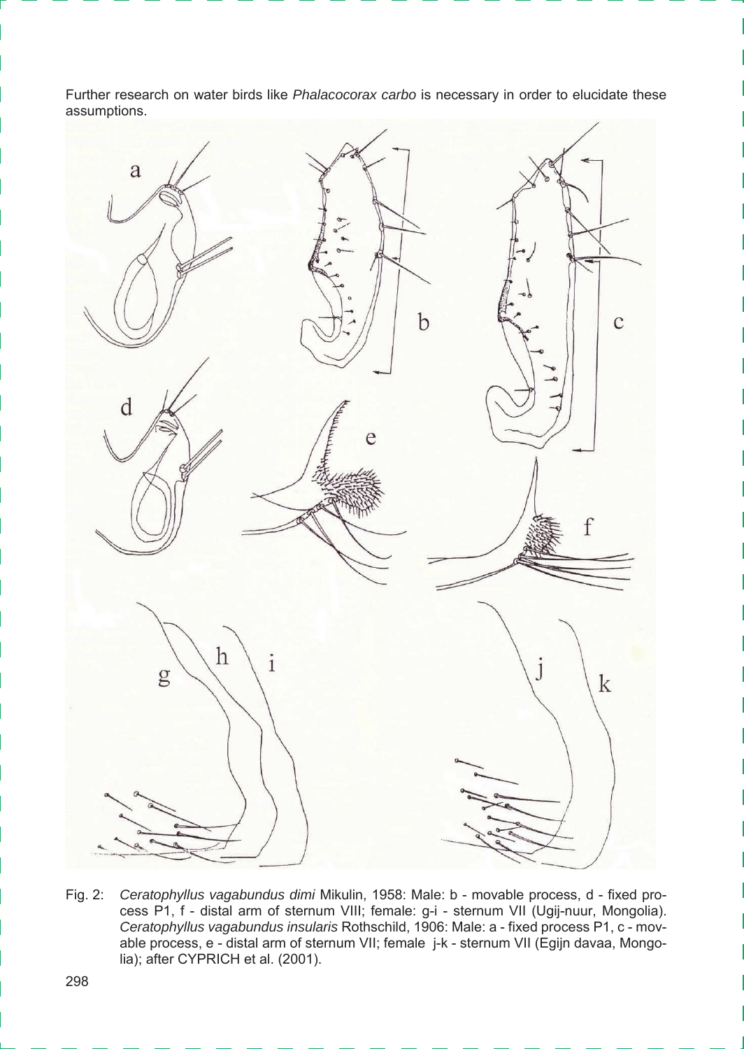Further research on water birds like *Phalacocorax carbo* is necessary in order to elucidate these assumptions.

Fig. 2: *Ceratophyllus vagabundus dimi* Mikulin, 1958: Male: b - movable process, d - fixed process P1, f - distal arm of sternum VIII; female: g-i - sternum VII (Ugij-nuur, Mongolia). *Ceratophyllus vagabundus insularis* Rothschild, 1906: Male: a - fixed process P1, c - movable process, e - distal arm of sternum VII; female j-k - sternum VII (Egijn davaa, Mongolia); after CYPRICH et al. (2001).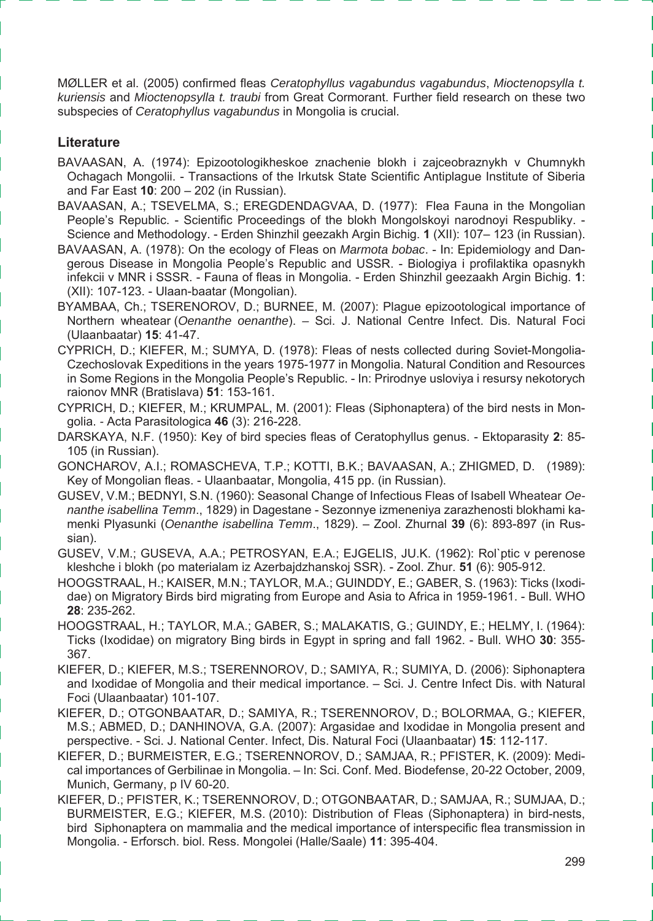MØLLER et al. (2005) confirmed fleas *Ceratophyllus vagabundus vagabundus*, *Mioctenopsylla t. kuriensis* and *Miocte­nopsylla t. traubi* from Great Cormorant. Further field research on these two subspecies of *Ceratophyllus vagabundus* in Mongolia is crucial.

## Literature

BAVAASAN, A. (1974): Epizootologikheskoe znachenie blokh i zajceobraznykh v Chumnykh Ochagach Mongolii. - Transactions of the Irkutsk State Scientific Antiplague Institute of Siberia and Far East **10**: 200 – 202 (in Russian).

BAVAASAN, A.; TSEVELMA, S.; EREGDENDAGVAA, D. (1977): Flea Fauna in the Mongolian People's Republic. - Scientific Proceedings of the blokh Mongolskoyi narodnoyi Respubliky. - Science and Methodology. - Erden Shinzhil geezakh Argin Bichig. **1** (XII): 107– 123 (in Russian).

BAVAASAN, A. (1978): On the ecology of Fleas on *Marmota bobac*. - In: Epidemiology and Dangerous Disease in Mongolia People's Republic and USSR. - Biologiya i profilaktika opasnykh infekcii v MNR i SSSR. - Fauna of fleas in Mongolia. - Erden Shinzhil geezaakh Argin Bichig. **1**: (XII): 107-123. - Ulaan-baatar (Mongolian).

BYAMBAA, Ch.; TSERENOROV, D.; BURNEE, M. (2007): Plague epizootological importance of Northern wheatear (*Oenanthe oenanthe*). – Sci. J. National Centre Infect. Dis. Natural Foci (Ulaanbaatar) **15**: 41-47.

CYPRICH, D.; KIEFER, M.; SUMYA, D. (1978): Fleas of nests collected during Soviet-Mongolia-Czechoslovak Expeditions in the years 1975-1977 in Mongolia. Natural Condition and Resources in Some Regions in the Mongolia People's Republic. - In: Prirodnye usloviya i resursy nekotorych raionov MNR (Bratislava) **51**: 153-161.

CYPRICH, D.; KIEFER, M.; KRUMPAL, M. (2001): Fleas (Siphonaptera) of the bird nests in Mongolia. - Acta Parasitologica **46** (3): 216-228.

DARSKAYA, N.F. (1950): Key of bird species fleas of Ceratophyllus genus. - Ektoparasity **2**: 85-105 (in Russian).

GONCHAROV, A.I.; ROMASCHEVA, T.P.; KOTTI, B.K.; BAVAASAN, A.; ZHIGMED, D. (1989): Key of Mongolian fleas. - Ulaanbaatar, Mongolia, 415 pp. (in Russian).

GUSEV, V.M.; BEDNYI, S.N. (1960): Seasonal Change of Infectious Fleas of Isabell Wheatear *Oenanthe isabellina Temm*., 1829) in Dagestane - Sezonnye izmeneniya zarazhenosti blokhami kamenki Plyasunki (*Oenanthe isabellina Temm*., 1829). – Zool. Zhurnal **39** (6): 893-897 (in Russian).

GUSEV, V.M.; GUSEVA, A.A.; PETROSYAN, E.A.; EJGELIS, JU.K. (1962): Rol`ptic v perenose kleshche i blokh (po materialam iz Azerbajdzhanskoj SSR). - Zool. Zhur. **51** (6): 905-912.

HOOGSTRAAL, H.; KAISER, M.N.; TAYLOR, M.A.; GUINDDY, E.; GABER, S. (1963): Ticks (Ixodidae) on Migratory Birds bird migrating from Europe and Asia to Africa in 1959-1961. - Bull. WHO **28**: 235-262.

HOOGSTRAAL, H.; TAYLOR, M.A.; GABER, S.; MALAKATIS, G.; GUINDY, E.; HELMY, I. (1964): Ticks (Ixodidae) on migratory Bing birds in Egypt in spring and fall 1962. - Bull. WHO **30**: 355-367.

KIEFER, D.; KIEFER, M.S.; TSERENNOROV, D.; SAMIYA, R.; SUMIYA, D. (2006): Siphonaptera and Ixodidae of Mongolia and their medical importance. – Sci. J. Centre Infect Dis. with Natural Foci (Ulaanbaatar) 101-107.

KIEFER, D.; OTGONBAATAR, D.; SAMIYA, R.; TSERENNOROV, D.; BOLORMAA, G.; KIEFER, M.S.; ABMED, D.; DANHINOVA, G.A. (2007): Argasidae and Ixodidae in Mongolia present and perspective. - Sci. J. National Center. Infect, Dis. Natural Foci (Ulaanbaatar) **15**: 112-117.

KIEFER, D.; BURMEISTER, E.G.; TSERENNOROV, D.; SAMJAA, R.; PFISTER, K. (2009): Medical importances of Gerbilinae in Mongolia. – In: Sci. Conf. Med. Biodefense, 20-22 October, 2009, Munich, Germany, p IV 60-20.

KIEFER, D.; PFISTER, K.; TSERENNOROV, D.; OTGONBAATAR, D.; SAMJAA, R.; SUMJAA, D.; BURMEISTER, E.G.; KIEFER, M.S. (2010): Distribution of Fleas (Siphonaptera) in bird-nests, bird Siphonaptera on mammalia and the medical importance of interspecific flea transmission in Mongolia. - Erforsch. biol. Ress. Mongolei (Halle/Saale) **11**: 395-404.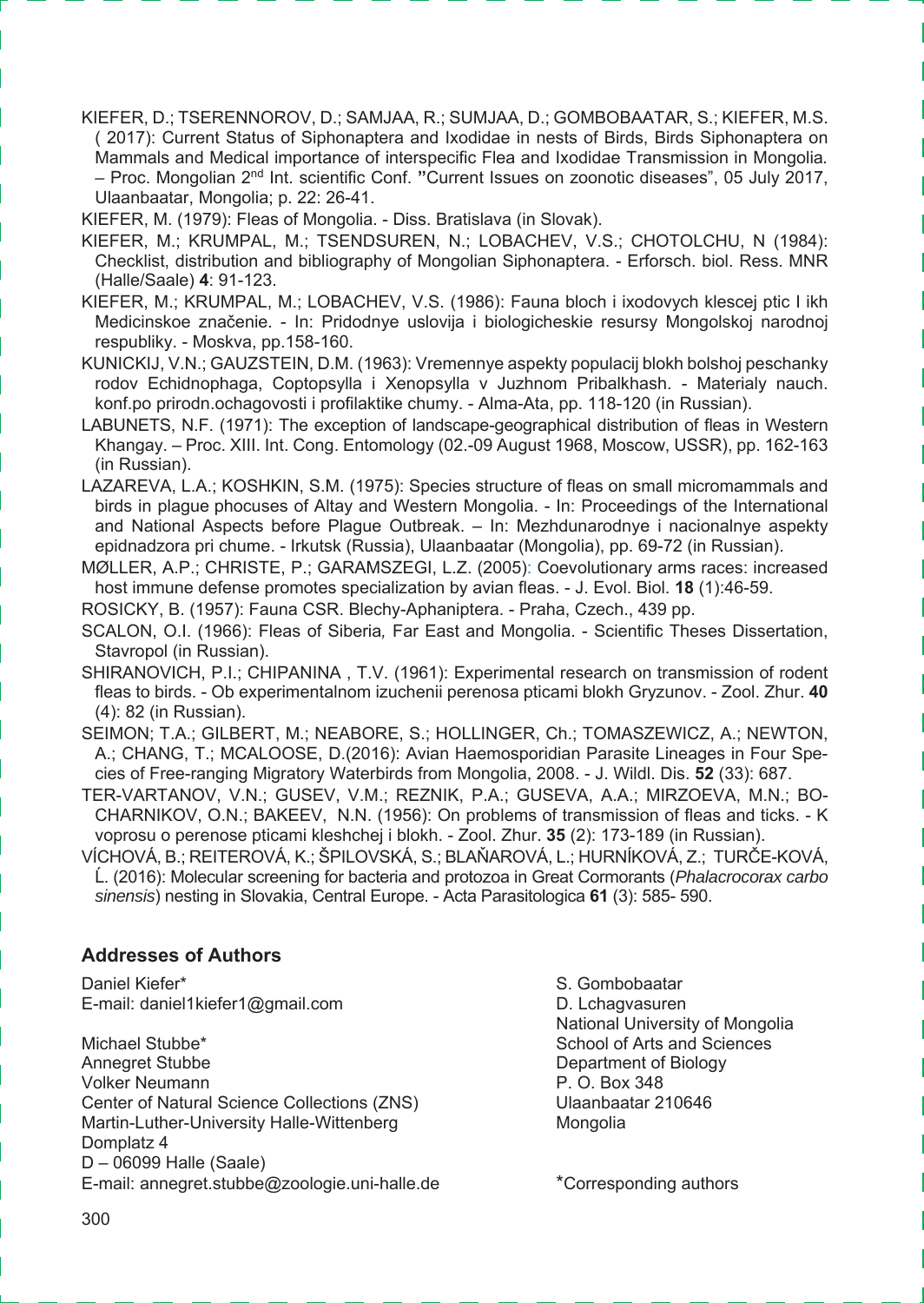KIEFER, D.; TSERENNOROV, D.; SAMJAA, R.; SUMJAA, D.; GOMBOBAATAR, S.; KIEFER, M.S. ( 2017): Current Status of Siphonaptera and Ixodidae in nests of Birds, Birds Siphonaptera on Mammals and Medical importance of interspecific Flea and Ixodidae Transmission in Mongolia. – Proc. Mongolian 2nd Int. scientific Conf. "Current Issues on zoonotic diseases", 05 July 2017, Ulaanbaatar, Mongolia; p. 22: 26-41.

KIEFER, M. (1979): Fleas of Mongolia. - Diss. Bratislava (in Slovak).

KIEFER, M.; KRUMPAL, M.; TSENDSUREN, N.; LOBACHEV, V.S.; CHOTOLCHU, N (1984): Checklist, distribution and bibliography of Mongolian Siphonaptera. - Erforsch. biol. Ress. MNR (Halle/Saale) **4**: 91-123.

KIEFER, M.; KRUMPAL, M.; LOBACHEV, V.S. (1986): Fauna bloch i ixodovych klescej ptic I ikh Medicinskoe značenie. - In: Pridodnye uslovija i biologicheskie resursy Mongolskoj narodnoj respubliky. - Moskva, pp.158-160.

KUNICKIJ, V.N.; GAUZSTEIN, D.M. (1963): Vremennye aspekty populacij blokh bolshoj peschanky rodov Echidnophaga, Coptopsylla i Xenopsylla v Juzhnom Pribalkhash. - Materialy nauch. konf.po prirodn.ochagovosti i profilaktike chumy. - Alma-Ata, pp. 118-120 (in Russian).

LABUNETS, N.F. (1971): The exception of landscape-geographical distribution of fleas in Western Khangay. – Proc. XIII. Int. Cong. Entomology (02.-09 August 1968, Moscow, USSR), pp. 162-163 (in Russian).

LAZAREVA, L.A.; KOSHKIN, S.M. (1975): Species structure of fleas on small micromammals and birds in plague phocuses of Altay and Western Mongolia. - In: Proceedings of the International and National Aspects before Plague Outbreak. – In: Mezhdunarodnye i nacionalnye aspekty epidnadzora pri chume. - Irkutsk (Russia), Ulaanbaatar (Mongolia), pp. 69-72 (in Russian).

MØLLER, A.P.; CHRISTE, P.; GARAMSZEGI, L.Z. (2005): Coevolutionary arms races: increased host immune defense promotes specialization by avian fleas. - J. Evol. Biol. **18** (1):46-59.

ROSICKY, B. (1957): Fauna CSR. Blechy-Aphaniptera. - Praha, Czech., 439 pp.

SCALON, O.I. (1966): Fleas of Siberia, Far East and Mongolia. - Scientific Theses Dissertation, Stavropol (in Russian).

SHIRANOVICH, P.I.; CHIPANINA , T.V. (1961): Experimental research on transmission of rodent fleas to birds. - Ob experimentalnom izuchenii perenosa pticami blokh Gryzunov. - Zool. Zhur. **40** (4): 82 (in Russian).

SEIMON; T.A.; GILBERT, M.; NEABORE, S.; HOLLINGER, Ch.; TOMASZEWICZ, A.; NEWTON, A.; CHANG, T.; MCALOOSE, D.(2016): Avian Haemosporidian Parasite Lineages in Four Species of Free-ranging Migratory Waterbirds from Mongolia, 2008. - J. Wildl. Dis. **52** (33): 687.

TER-VARTANOV, V.N.; GUSEV, V.M.; REZNIK, P.A.; GUSEVA, A.A.; MIRZOEVA, M.N.; BOCHARNIKOV, O.N.; BAKEEV, N.N. (1956): On problems of transmission of fleas and ticks. - K voprosu o perenose pticami kleshchej i blokh. - Zool. Zhur. **35** (2): 173-189 (in Russian).

VÍCHOVÁ, B.; REITEROVÁ, K.; ŠPILOVSKÁ, S.; BLAŇAROVÁ, L.; HURNÍKOVÁ, Z.; TURČE-KOVÁ, Ľ. (2016): Molecular screening for bacteria and protozoa in Great Cormorants (*Phalacrocorax carbo sinensis*) nesting in Slovakia, Central Europe. - Acta Parasitologica **61** (3): 585- 590.

## Addresses of Authors

Daniel Kiefer*
E-mail: daniel1kiefer1@gmail.com

Michael Stubbe*
Annegret Stubbe
Volker Neumann
Center of Natural Science Collections (ZNS)
Martin-Luther-University Halle-Wittenberg
Domplatz 4
D – 06099 Halle (Saale)
E-mail: annegret.stubbe@zoologie.uni-halle.de

S. Gombobaatar
D. Lchagvasuren
National University of Mongolia
School of Arts and Sciences
Department of Biology
P. O. Box 348
Ulaanbaatar 210646
Mongolia

*Corresponding authors